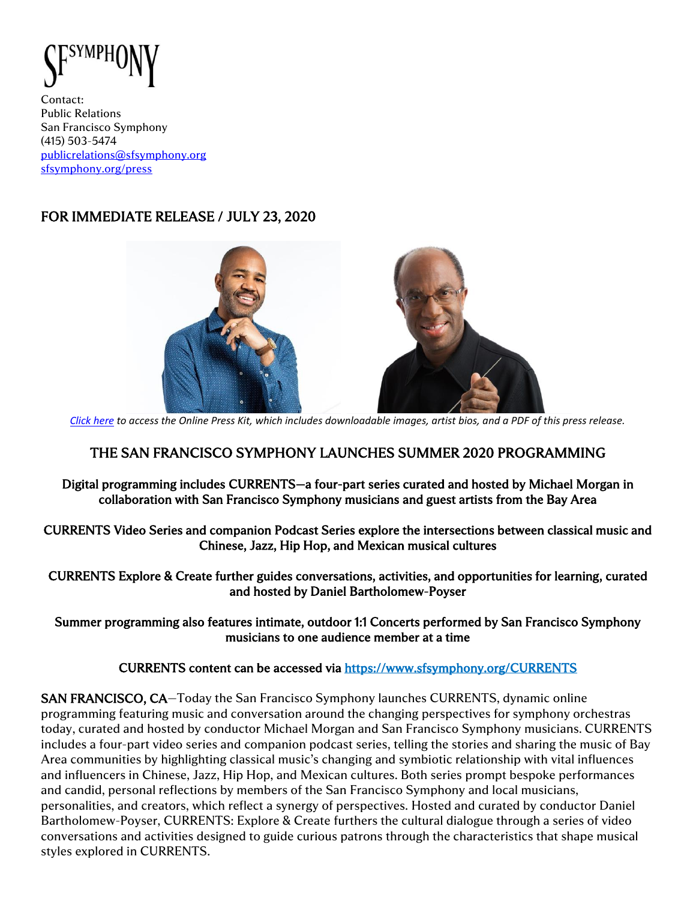SFSYMPHONY

Contact:
Public Relations
San Francisco Symphony
(415) 503-5474
publicrelations@sfsymphony.org
sfsymphony.org/press

**FOR IMMEDIATE RELEASE / JULY 23, 2020**

*Click here to access the Online Press Kit, which includes downloadable images, artist bios, and a PDF of this press release.*

# THE SAN FRANCISCO SYMPHONY LAUNCHES SUMMER 2020 PROGRAMMING

**Digital programming includes CURRENTS—a four-part series curated and hosted by Michael Morgan in collaboration with San Francisco Symphony musicians and guest artists from the Bay Area**

**CURRENTS Video Series and companion Podcast Series explore the intersections between classical music and Chinese, Jazz, Hip Hop, and Mexican musical cultures**

**CURRENTS Explore & Create further guides conversations, activities, and opportunities for learning, curated and hosted by Daniel Bartholomew-Poyser**

**Summer programming also features intimate, outdoor 1:1 Concerts performed by San Francisco Symphony musicians to one audience member at a time**

**CURRENTS content can be accessed via https://www.sfsymphony.org/CURRENTS**

**SAN FRANCISCO, CA**—Today the San Francisco Symphony launches CURRENTS, dynamic online programming featuring music and conversation around the changing perspectives for symphony orchestras today, curated and hosted by conductor Michael Morgan and San Francisco Symphony musicians. CURRENTS includes a four-part video series and companion podcast series, telling the stories and sharing the music of Bay Area communities by highlighting classical music's changing and symbiotic relationship with vital influences and influencers in Chinese, Jazz, Hip Hop, and Mexican cultures. Both series prompt bespoke performances and candid, personal reflections by members of the San Francisco Symphony and local musicians, personalities, and creators, which reflect a synergy of perspectives. Hosted and curated by conductor Daniel Bartholomew-Poyser, CURRENTS: Explore & Create furthers the cultural dialogue through a series of video conversations and activities designed to guide curious patrons through the characteristics that shape musical styles explored in CURRENTS.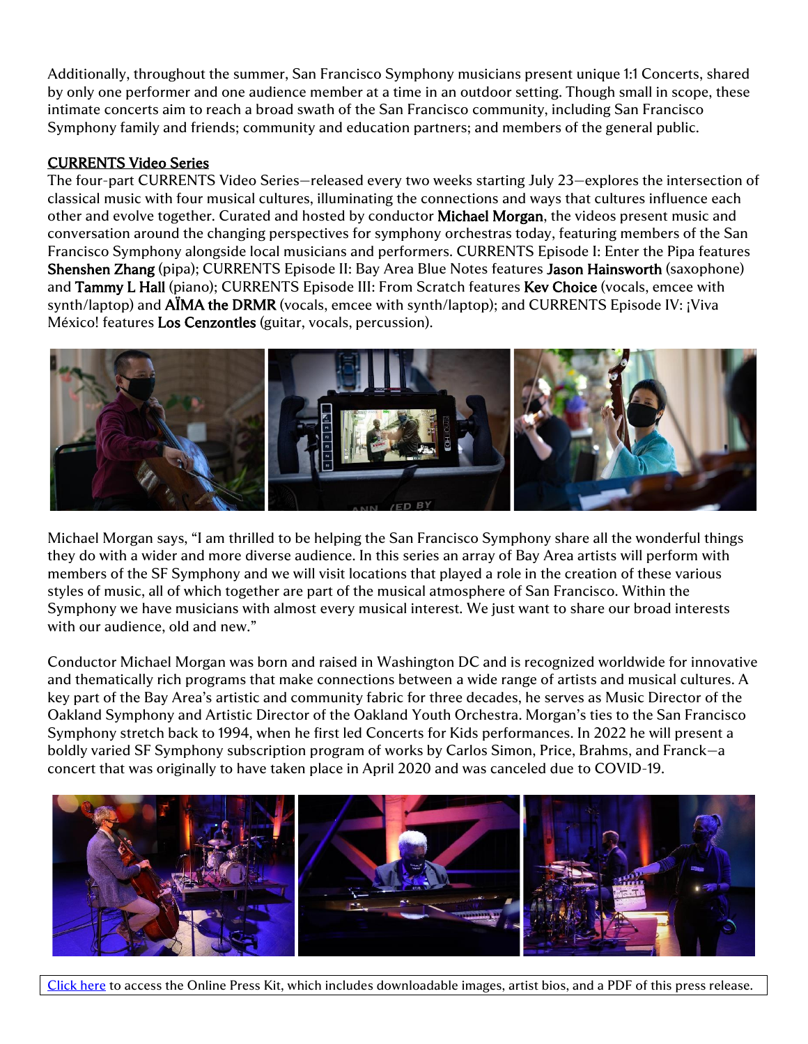Additionally, throughout the summer, San Francisco Symphony musicians present unique 1:1 Concerts, shared by only one performer and one audience member at a time in an outdoor setting. Though small in scope, these intimate concerts aim to reach a broad swath of the San Francisco community, including San Francisco Symphony family and friends; community and education partners; and members of the general public.

**CURRENTS Video Series**

The four-part CURRENTS Video Series—released every two weeks starting July 23—explores the intersection of classical music with four musical cultures, illuminating the connections and ways that cultures influence each other and evolve together. Curated and hosted by conductor **Michael Morgan**, the videos present music and conversation around the changing perspectives for symphony orchestras today, featuring members of the San Francisco Symphony alongside local musicians and performers. CURRENTS Episode I: Enter the Pipa features **Shenshen Zhang** (pipa); CURRENTS Episode II: Bay Area Blue Notes features **Jason Hainsworth** (saxophone) and **Tammy L Hall** (piano); CURRENTS Episode III: From Scratch features **Kev Choice** (vocals, emcee with synth/laptop) and **AÏMA the DRMR** (vocals, emcee with synth/laptop); and CURRENTS Episode IV: ¡Viva México! features **Los Cenzontles** (guitar, vocals, percussion).

Michael Morgan says, "I am thrilled to be helping the San Francisco Symphony share all the wonderful things they do with a wider and more diverse audience. In this series an array of Bay Area artists will perform with members of the SF Symphony and we will visit locations that played a role in the creation of these various styles of music, all of which together are part of the musical atmosphere of San Francisco. Within the Symphony we have musicians with almost every musical interest. We just want to share our broad interests with our audience, old and new."

Conductor Michael Morgan was born and raised in Washington DC and is recognized worldwide for innovative and thematically rich programs that make connections between a wide range of artists and musical cultures. A key part of the Bay Area's artistic and community fabric for three decades, he serves as Music Director of the Oakland Symphony and Artistic Director of the Oakland Youth Orchestra. Morgan's ties to the San Francisco Symphony stretch back to 1994, when he first led Concerts for Kids performances. In 2022 he will present a boldly varied SF Symphony subscription program of works by Carlos Simon, Price, Brahms, and Franck—a concert that was originally to have taken place in April 2020 and was canceled due to COVID-19.

Click here to access the Online Press Kit, which includes downloadable images, artist bios, and a PDF of this press release.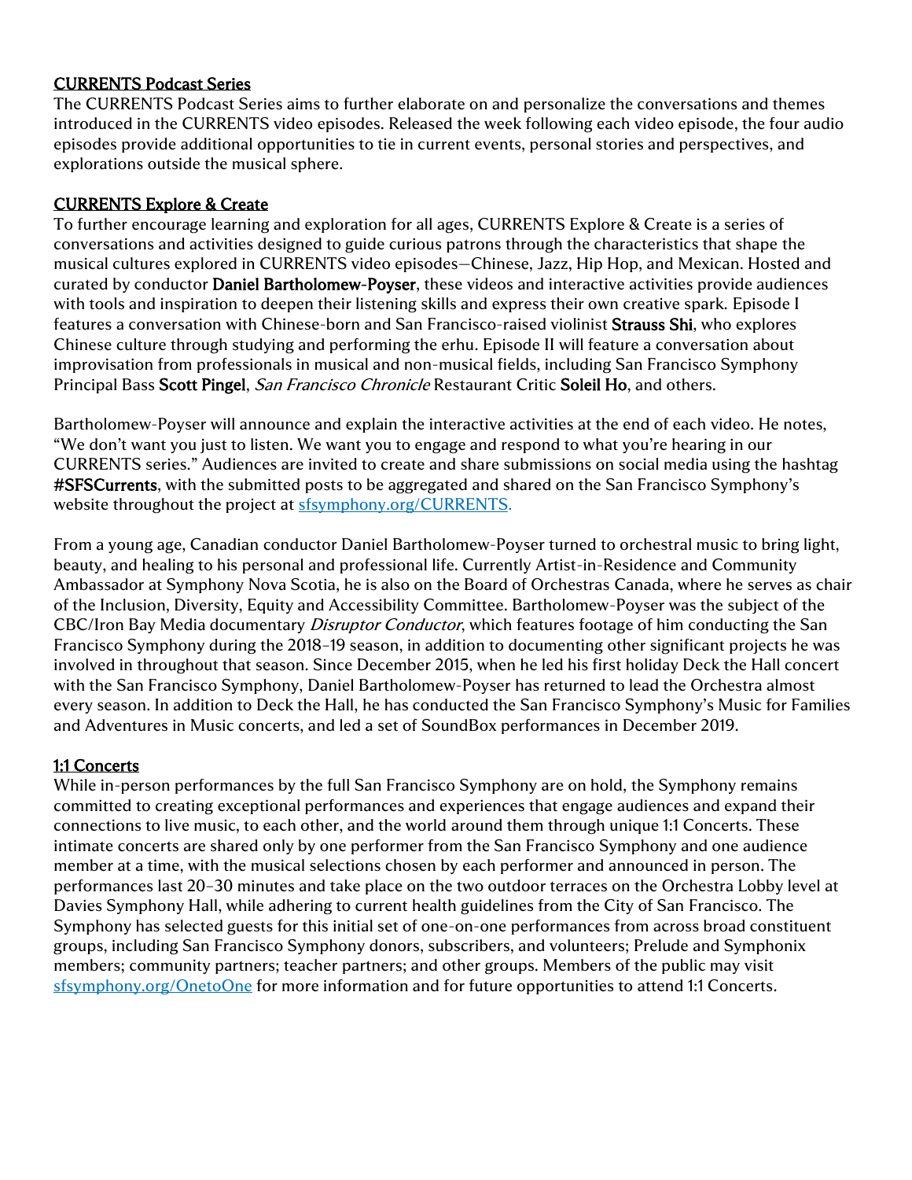## CURRENTS Podcast Series

The CURRENTS Podcast Series aims to further elaborate on and personalize the conversations and themes introduced in the CURRENTS video episodes. Released the week following each video episode, the four audio episodes provide additional opportunities to tie in current events, personal stories and perspectives, and explorations outside the musical sphere.

## CURRENTS Explore & Create

To further encourage learning and exploration for all ages, CURRENTS Explore & Create is a series of conversations and activities designed to guide curious patrons through the characteristics that shape the musical cultures explored in CURRENTS video episodes—Chinese, Jazz, Hip Hop, and Mexican. Hosted and curated by conductor **Daniel Bartholomew-Poyser**, these videos and interactive activities provide audiences with tools and inspiration to deepen their listening skills and express their own creative spark. Episode I features a conversation with Chinese-born and San Francisco-raised violinist **Strauss Shi**, who explores Chinese culture through studying and performing the erhu. Episode II will feature a conversation about improvisation from professionals in musical and non-musical fields, including San Francisco Symphony Principal Bass **Scott Pingel**, *San Francisco Chronicle* Restaurant Critic **Soleil Ho**, and others.

Bartholomew-Poyser will announce and explain the interactive activities at the end of each video. He notes, "We don't want you just to listen. We want you to engage and respond to what you're hearing in our CURRENTS series." Audiences are invited to create and share submissions on social media using the hashtag **#SFSCurrents**, with the submitted posts to be aggregated and shared on the San Francisco Symphony's website throughout the project at [sfsymphony.org/CURRENTS](sfsymphony.org/CURRENTS).

From a young age, Canadian conductor Daniel Bartholomew-Poyser turned to orchestral music to bring light, beauty, and healing to his personal and professional life. Currently Artist-in-Residence and Community Ambassador at Symphony Nova Scotia, he is also on the Board of Orchestras Canada, where he serves as chair of the Inclusion, Diversity, Equity and Accessibility Committee. Bartholomew-Poyser was the subject of the CBC/Iron Bay Media documentary *Disruptor Conductor*, which features footage of him conducting the San Francisco Symphony during the 2018–19 season, in addition to documenting other significant projects he was involved in throughout that season. Since December 2015, when he led his first holiday Deck the Hall concert with the San Francisco Symphony, Daniel Bartholomew-Poyser has returned to lead the Orchestra almost every season. In addition to Deck the Hall, he has conducted the San Francisco Symphony's Music for Families and Adventures in Music concerts, and led a set of SoundBox performances in December 2019.

## 1:1 Concerts

While in-person performances by the full San Francisco Symphony are on hold, the Symphony remains committed to creating exceptional performances and experiences that engage audiences and expand their connections to live music, to each other, and the world around them through unique 1:1 Concerts. These intimate concerts are shared only by one performer from the San Francisco Symphony and one audience member at a time, with the musical selections chosen by each performer and announced in person. The performances last 20–30 minutes and take place on the two outdoor terraces on the Orchestra Lobby level at Davies Symphony Hall, while adhering to current health guidelines from the City of San Francisco. The Symphony has selected guests for this initial set of one-on-one performances from across broad constituent groups, including San Francisco Symphony donors, subscribers, and volunteers; Prelude and Symphonix members; community partners; teacher partners; and other groups. Members of the public may visit [sfsymphony.org/OnetoOne](sfsymphony.org/OnetoOne) for more information and for future opportunities to attend 1:1 Concerts.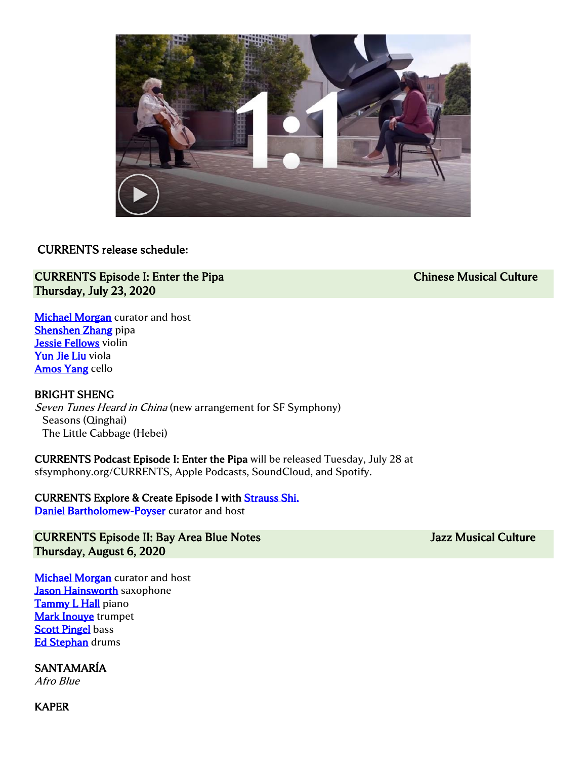CURRENTS release schedule:

**CURRENTS Episode I: Enter the Pipa** — **Chinese Musical Culture**
**Thursday, July 23, 2020**

Michael Morgan curator and host
Shenshen Zhang pipa
Jessie Fellows violin
Yun Jie Liu viola
Amos Yang cello

BRIGHT SHENG
*Seven Tunes Heard in China* (new arrangement for SF Symphony)
  Seasons (Qinghai)
  The Little Cabbage (Hebei)

**CURRENTS Podcast Episode I: Enter the Pipa** will be released Tuesday, July 28 at sfsymphony.org/CURRENTS, Apple Podcasts, SoundCloud, and Spotify.

**CURRENTS Explore & Create Episode I with** Strauss Shi.
Daniel Bartholomew-Poyser curator and host

**CURRENTS Episode II: Bay Area Blue Notes** — **Jazz Musical Culture**
**Thursday, August 6, 2020**

Michael Morgan curator and host
Jason Hainsworth saxophone
Tammy L Hall piano
Mark Inouye trumpet
Scott Pingel bass
Ed Stephan drums

SANTAMARÍA
*Afro Blue*

KAPER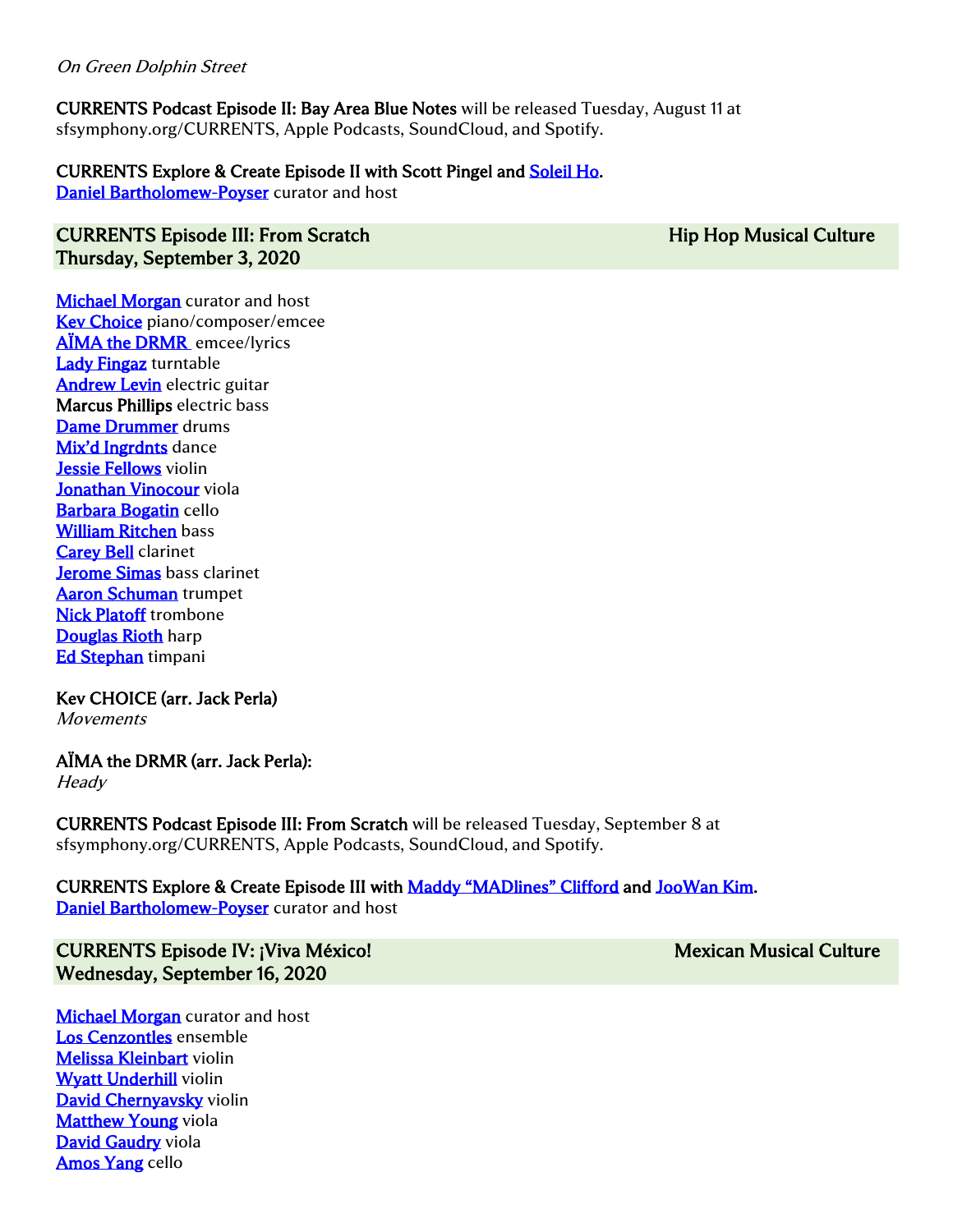*On Green Dolphin Street*

**CURRENTS Podcast Episode II: Bay Area Blue Notes** will be released Tuesday, August 11 at sfsymphony.org/CURRENTS, Apple Podcasts, SoundCloud, and Spotify.

**CURRENTS Explore & Create Episode II with Scott Pingel and Soleil Ho.**
Daniel Bartholomew-Poyser curator and host

## CURRENTS Episode III: From Scratch — Hip Hop Musical Culture
**Thursday, September 3, 2020**

Michael Morgan curator and host
Kev Choice piano/composer/emcee
AÏMA the DRMR emcee/lyrics
Lady Fingaz turntable
Andrew Levin electric guitar
**Marcus Phillips** electric bass
Dame Drummer drums
Mix'd Ingrdnts dance
Jessie Fellows violin
Jonathan Vinocour viola
Barbara Bogatin cello
William Ritchen bass
Carey Bell clarinet
Jerome Simas bass clarinet
Aaron Schuman trumpet
Nick Platoff trombone
Douglas Rioth harp
Ed Stephan timpani

**Kev CHOICE (arr. Jack Perla)**
*Movements*

**AÏMA the DRMR (arr. Jack Perla):**
*Heady*

**CURRENTS Podcast Episode III: From Scratch** will be released Tuesday, September 8 at sfsymphony.org/CURRENTS, Apple Podcasts, SoundCloud, and Spotify.

**CURRENTS Explore & Create Episode III with Maddy "MADlines" Clifford and JooWan Kim.**
Daniel Bartholomew-Poyser curator and host

## CURRENTS Episode IV: ¡Viva México! — Mexican Musical Culture
**Wednesday, September 16, 2020**

Michael Morgan curator and host
Los Cenzontles ensemble
Melissa Kleinbart violin
Wyatt Underhill violin
David Chernyavsky violin
Matthew Young viola
David Gaudry viola
Amos Yang cello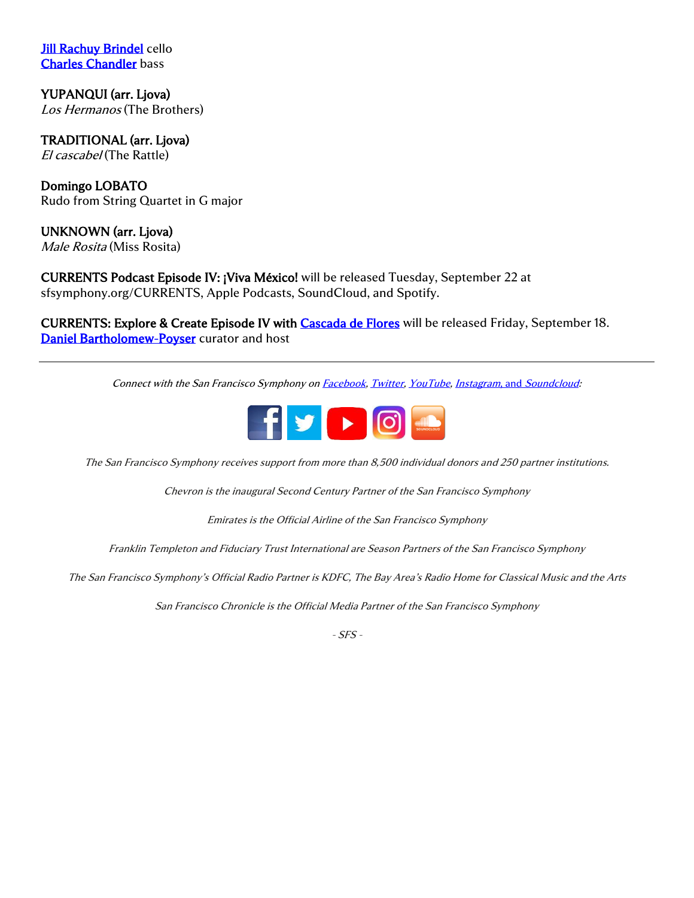Jill Rachuy Brindel cello
Charles Chandler bass

**YUPANQUI (arr. Ljova)**
*Los Hermanos* (The Brothers)

**TRADITIONAL (arr. Ljova)**
*El cascabel* (The Rattle)

**Domingo LOBATO**
Rudo from String Quartet in G major

**UNKNOWN (arr. Ljova)**
*Male Rosita* (Miss Rosita)

**CURRENTS Podcast Episode IV: ¡Viva México!** will be released Tuesday, September 22 at sfsymphony.org/CURRENTS, Apple Podcasts, SoundCloud, and Spotify.

**CURRENTS: Explore & Create Episode IV with** Cascada de Flores will be released Friday, September 18.
Daniel Bartholomew-Poyser curator and host

---

*Connect with the San Francisco Symphony on Facebook, Twitter, YouTube, Instagram, and Soundcloud:*

*The San Francisco Symphony receives support from more than 8,500 individual donors and 250 partner institutions.*

*Chevron is the inaugural Second Century Partner of the San Francisco Symphony*

*Emirates is the Official Airline of the San Francisco Symphony*

*Franklin Templeton and Fiduciary Trust International are Season Partners of the San Francisco Symphony*

*The San Francisco Symphony's Official Radio Partner is KDFC, The Bay Area's Radio Home for Classical Music and the Arts*

*San Francisco Chronicle is the Official Media Partner of the San Francisco Symphony*

*- SFS -*